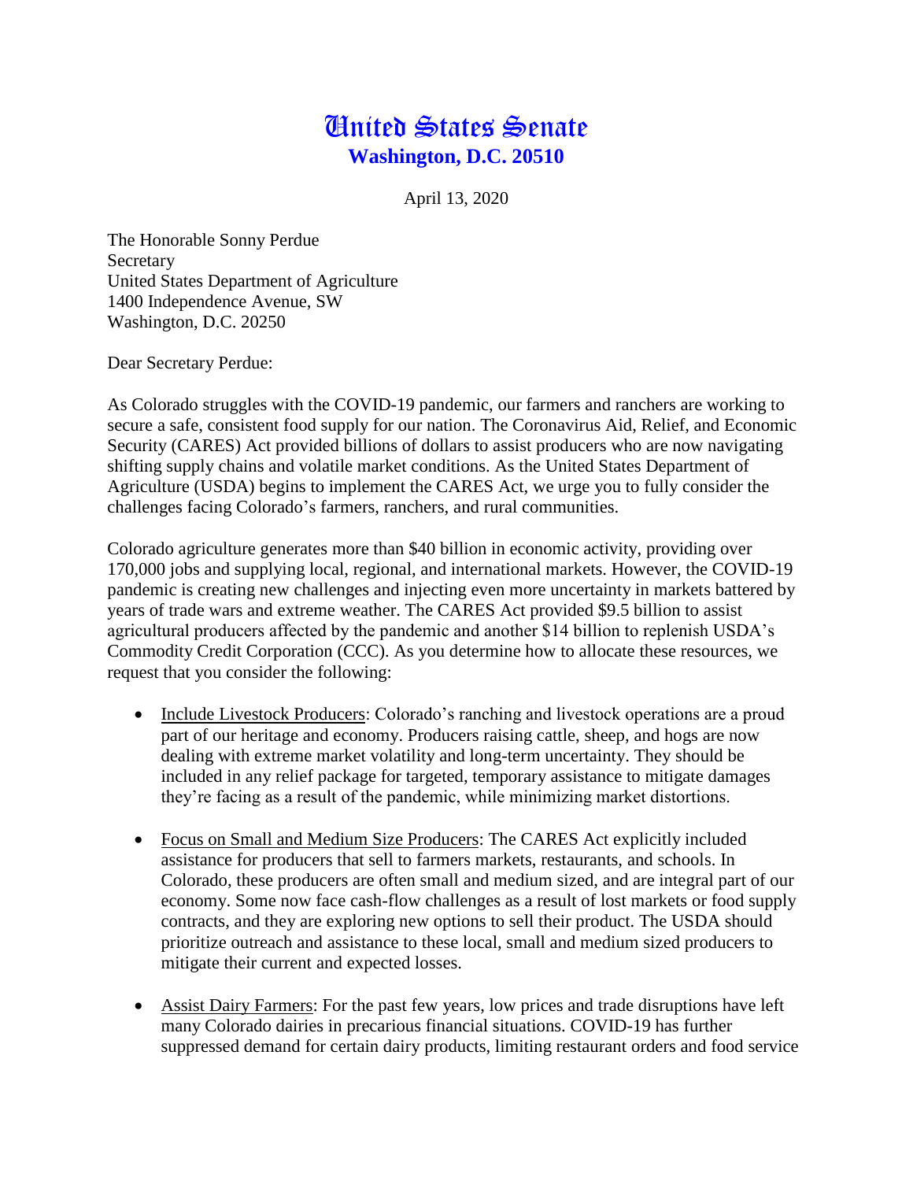# United States Senate
## Washington, D.C. 20510

April 13, 2020

The Honorable Sonny Perdue
Secretary
United States Department of Agriculture
1400 Independence Avenue, SW
Washington, D.C. 20250

Dear Secretary Perdue:

As Colorado struggles with the COVID-19 pandemic, our farmers and ranchers are working to secure a safe, consistent food supply for our nation. The Coronavirus Aid, Relief, and Economic Security (CARES) Act provided billions of dollars to assist producers who are now navigating shifting supply chains and volatile market conditions. As the United States Department of Agriculture (USDA) begins to implement the CARES Act, we urge you to fully consider the challenges facing Colorado's farmers, ranchers, and rural communities.

Colorado agriculture generates more than $40 billion in economic activity, providing over 170,000 jobs and supplying local, regional, and international markets. However, the COVID-19 pandemic is creating new challenges and injecting even more uncertainty in markets battered by years of trade wars and extreme weather. The CARES Act provided $9.5 billion to assist agricultural producers affected by the pandemic and another $14 billion to replenish USDA's Commodity Credit Corporation (CCC). As you determine how to allocate these resources, we request that you consider the following:

- <u>Include Livestock Producers</u>: Colorado's ranching and livestock operations are a proud part of our heritage and economy. Producers raising cattle, sheep, and hogs are now dealing with extreme market volatility and long-term uncertainty. They should be included in any relief package for targeted, temporary assistance to mitigate damages they're facing as a result of the pandemic, while minimizing market distortions.

- <u>Focus on Small and Medium Size Producers</u>: The CARES Act explicitly included assistance for producers that sell to farmers markets, restaurants, and schools. In Colorado, these producers are often small and medium sized, and are integral part of our economy. Some now face cash-flow challenges as a result of lost markets or food supply contracts, and they are exploring new options to sell their product. The USDA should prioritize outreach and assistance to these local, small and medium sized producers to mitigate their current and expected losses.

- <u>Assist Dairy Farmers</u>: For the past few years, low prices and trade disruptions have left many Colorado dairies in precarious financial situations. COVID-19 has further suppressed demand for certain dairy products, limiting restaurant orders and food service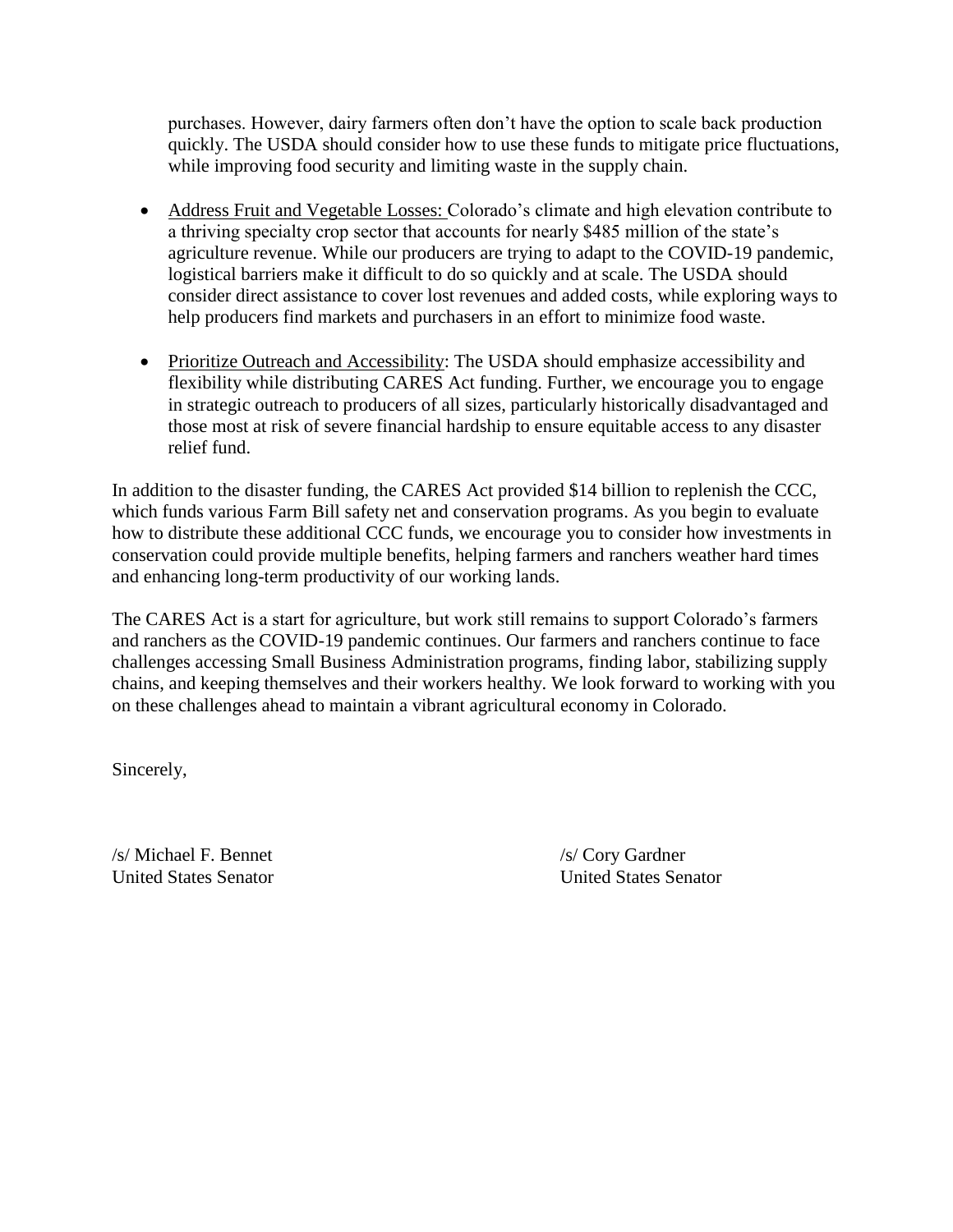purchases. However, dairy farmers often don't have the option to scale back production quickly. The USDA should consider how to use these funds to mitigate price fluctuations, while improving food security and limiting waste in the supply chain.

- Address Fruit and Vegetable Losses: Colorado's climate and high elevation contribute to a thriving specialty crop sector that accounts for nearly $485 million of the state's agriculture revenue. While our producers are trying to adapt to the COVID-19 pandemic, logistical barriers make it difficult to do so quickly and at scale. The USDA should consider direct assistance to cover lost revenues and added costs, while exploring ways to help producers find markets and purchasers in an effort to minimize food waste.

- Prioritize Outreach and Accessibility: The USDA should emphasize accessibility and flexibility while distributing CARES Act funding. Further, we encourage you to engage in strategic outreach to producers of all sizes, particularly historically disadvantaged and those most at risk of severe financial hardship to ensure equitable access to any disaster relief fund.

In addition to the disaster funding, the CARES Act provided $14 billion to replenish the CCC, which funds various Farm Bill safety net and conservation programs. As you begin to evaluate how to distribute these additional CCC funds, we encourage you to consider how investments in conservation could provide multiple benefits, helping farmers and ranchers weather hard times and enhancing long-term productivity of our working lands.

The CARES Act is a start for agriculture, but work still remains to support Colorado's farmers and ranchers as the COVID-19 pandemic continues. Our farmers and ranchers continue to face challenges accessing Small Business Administration programs, finding labor, stabilizing supply chains, and keeping themselves and their workers healthy. We look forward to working with you on these challenges ahead to maintain a vibrant agricultural economy in Colorado.

Sincerely,

/s/ Michael F. Bennet
United States Senator

/s/ Cory Gardner
United States Senator